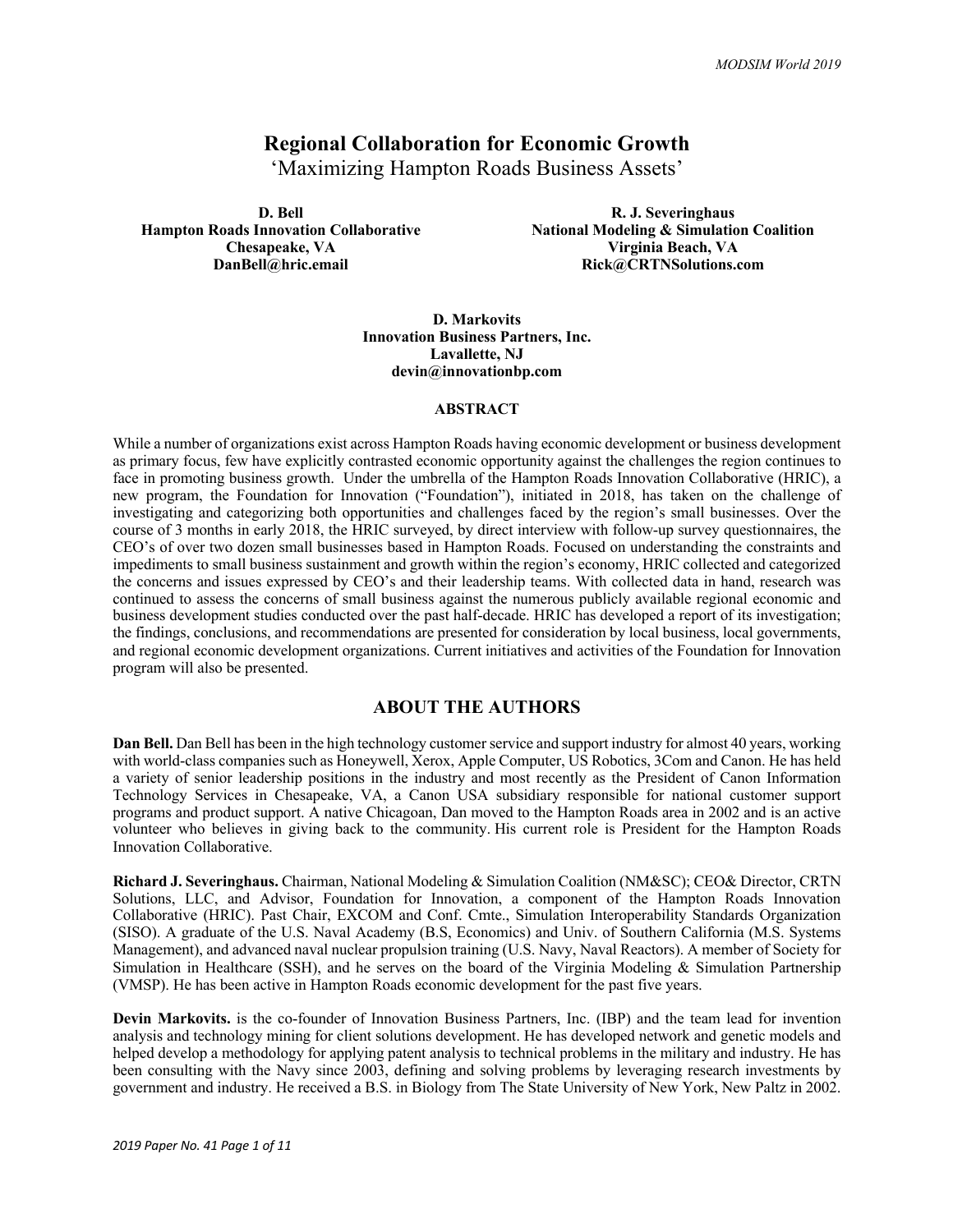# Regional Collaboration for Economic Growth

## 'Maximizing Hampton Roads Business Assets'

**D. Bell**
**Hampton Roads Innovation Collaborative**
**Chesapeake, VA**
**DanBell@hric.email**

**R. J. Severinghaus**
**National Modeling & Simulation Coalition**
**Virginia Beach, VA**
**Rick@CRTNSolutions.com**

**D. Markovits**
**Innovation Business Partners, Inc.**
**Lavallette, NJ**
**devin@innovationbp.com**

### ABSTRACT

While a number of organizations exist across Hampton Roads having economic development or business development as primary focus, few have explicitly contrasted economic opportunity against the challenges the region continues to face in promoting business growth. Under the umbrella of the Hampton Roads Innovation Collaborative (HRIC), a new program, the Foundation for Innovation ("Foundation"), initiated in 2018, has taken on the challenge of investigating and categorizing both opportunities and challenges faced by the region's small businesses. Over the course of 3 months in early 2018, the HRIC surveyed, by direct interview with follow-up survey questionnaires, the CEO's of over two dozen small businesses based in Hampton Roads. Focused on understanding the constraints and impediments to small business sustainment and growth within the region's economy, HRIC collected and categorized the concerns and issues expressed by CEO's and their leadership teams. With collected data in hand, research was continued to assess the concerns of small business against the numerous publicly available regional economic and business development studies conducted over the past half-decade. HRIC has developed a report of its investigation; the findings, conclusions, and recommendations are presented for consideration by local business, local governments, and regional economic development organizations. Current initiatives and activities of the Foundation for Innovation program will also be presented.

## ABOUT THE AUTHORS

**Dan Bell.** Dan Bell has been in the high technology customer service and support industry for almost 40 years, working with world-class companies such as Honeywell, Xerox, Apple Computer, US Robotics, 3Com and Canon. He has held a variety of senior leadership positions in the industry and most recently as the President of Canon Information Technology Services in Chesapeake, VA, a Canon USA subsidiary responsible for national customer support programs and product support. A native Chicagoan, Dan moved to the Hampton Roads area in 2002 and is an active volunteer who believes in giving back to the community. His current role is President for the Hampton Roads Innovation Collaborative.

**Richard J. Severinghaus.** Chairman, National Modeling & Simulation Coalition (NM&SC); CEO& Director, CRTN Solutions, LLC, and Advisor, Foundation for Innovation, a component of the Hampton Roads Innovation Collaborative (HRIC). Past Chair, EXCOM and Conf. Cmte., Simulation Interoperability Standards Organization (SISO). A graduate of the U.S. Naval Academy (B.S, Economics) and Univ. of Southern California (M.S. Systems Management), and advanced naval nuclear propulsion training (U.S. Navy, Naval Reactors). A member of Society for Simulation in Healthcare (SSH), and he serves on the board of the Virginia Modeling & Simulation Partnership (VMSP). He has been active in Hampton Roads economic development for the past five years.

**Devin Markovits.** is the co-founder of Innovation Business Partners, Inc. (IBP) and the team lead for invention analysis and technology mining for client solutions development. He has developed network and genetic models and helped develop a methodology for applying patent analysis to technical problems in the military and industry. He has been consulting with the Navy since 2003, defining and solving problems by leveraging research investments by government and industry. He received a B.S. in Biology from The State University of New York, New Paltz in 2002.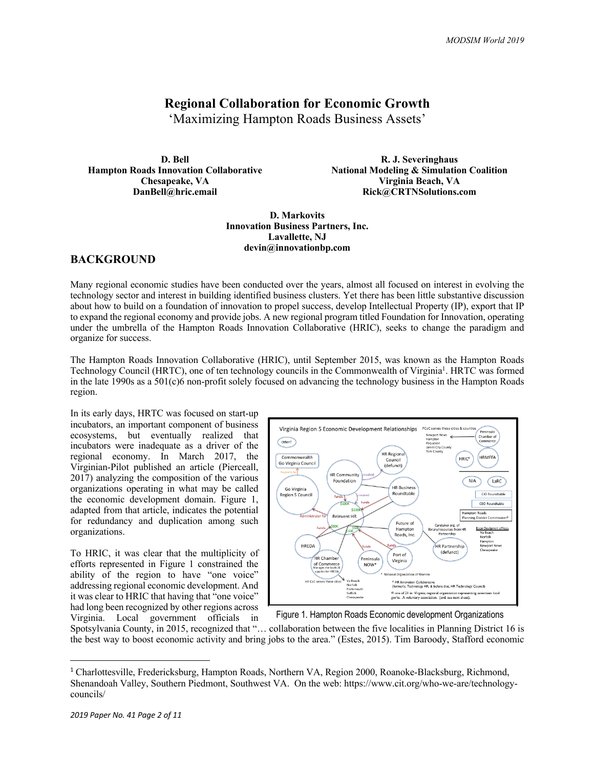# Regional Collaboration for Economic Growth

'Maximizing Hampton Roads Business Assets'

**D. Bell**
**Hampton Roads Innovation Collaborative**
**Chesapeake, VA**
**DanBell@hric.email**

**R. J. Severinghaus**
**National Modeling & Simulation Coalition**
**Virginia Beach, VA**
**Rick@CRTNSolutions.com**

**D. Markovits**
**Innovation Business Partners, Inc.**
**Lavallette, NJ**
**devin@innovationbp.com**

## BACKGROUND

Many regional economic studies have been conducted over the years, almost all focused on interest in evolving the technology sector and interest in building identified business clusters. Yet there has been little substantive discussion about how to build on a foundation of innovation to propel success, develop Intellectual Property (IP), export that IP to expand the regional economy and provide jobs. A new regional program titled Foundation for Innovation, operating under the umbrella of the Hampton Roads Innovation Collaborative (HRIC), seeks to change the paradigm and organize for success.

The Hampton Roads Innovation Collaborative (HRIC), until September 2015, was known as the Hampton Roads Technology Council (HRTC), one of ten technology councils in the Commonwealth of Virginia[1]. HRTC was formed in the late 1990s as a 501(c)6 non-profit solely focused on advancing the technology business in the Hampton Roads region.

In its early days, HRTC was focused on start-up incubators, an important component of business ecosystems, but eventually realized that incubators were inadequate as a driver of the regional economy. In March 2017, the Virginian-Pilot published an article (Pierceall, 2017) analyzing the composition of the various organizations operating in what may be called the economic development domain. Figure 1, adapted from that article, indicates the potential for redundancy and duplication among such organizations.

Figure 1. Hampton Roads Economic development Organizations

To HRIC, it was clear that the multiplicity of efforts represented in Figure 1 constrained the ability of the region to have "one voice" addressing regional economic development. And it was clear to HRIC that having that "one voice" had long been recognized by other regions across Virginia. Local government officials in Spotsylvania County, in 2015, recognized that "… collaboration between the five localities in Planning District 16 is the best way to boost economic activity and bring jobs to the area." (Estes, 2015). Tim Baroody, Stafford economic

[1] Charlottesville, Fredericksburg, Hampton Roads, Northern VA, Region 2000, Roanoke-Blacksburg, Richmond, Shenandoah Valley, Southern Piedmont, Southwest VA. On the web: https://www.cit.org/who-we-are/technology-councils/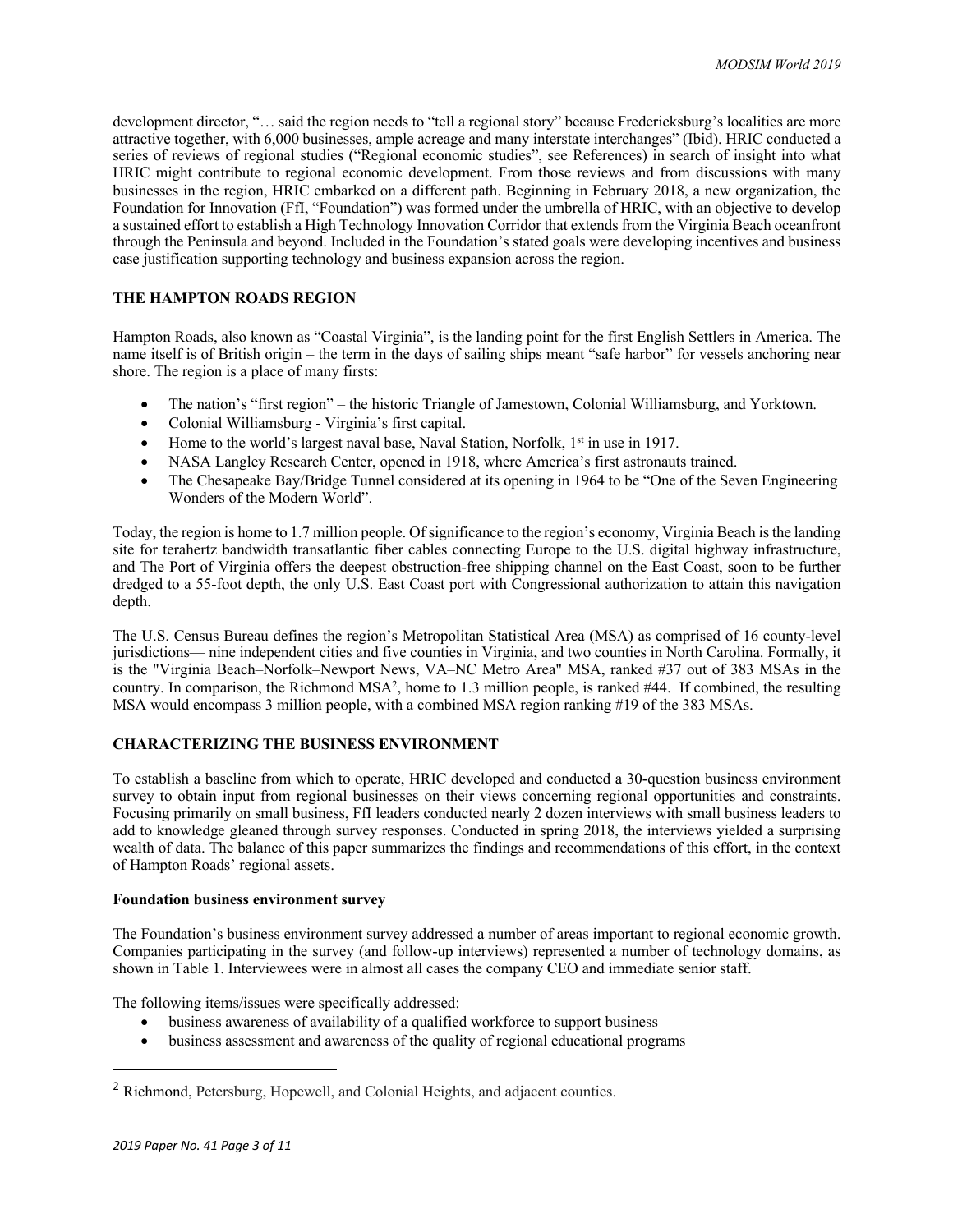development director, "… said the region needs to "tell a regional story" because Fredericksburg's localities are more attractive together, with 6,000 businesses, ample acreage and many interstate interchanges" (Ibid). HRIC conducted a series of reviews of regional studies ("Regional economic studies", see References) in search of insight into what HRIC might contribute to regional economic development. From those reviews and from discussions with many businesses in the region, HRIC embarked on a different path. Beginning in February 2018, a new organization, the Foundation for Innovation (FfI, "Foundation") was formed under the umbrella of HRIC, with an objective to develop a sustained effort to establish a High Technology Innovation Corridor that extends from the Virginia Beach oceanfront through the Peninsula and beyond. Included in the Foundation's stated goals were developing incentives and business case justification supporting technology and business expansion across the region.

## THE HAMPTON ROADS REGION

Hampton Roads, also known as "Coastal Virginia", is the landing point for the first English Settlers in America. The name itself is of British origin – the term in the days of sailing ships meant "safe harbor" for vessels anchoring near shore. The region is a place of many firsts:

- The nation's "first region" – the historic Triangle of Jamestown, Colonial Williamsburg, and Yorktown.
- Colonial Williamsburg - Virginia's first capital.
- Home to the world's largest naval base, Naval Station, Norfolk, 1st in use in 1917.
- NASA Langley Research Center, opened in 1918, where America's first astronauts trained.
- The Chesapeake Bay/Bridge Tunnel considered at its opening in 1964 to be "One of the Seven Engineering Wonders of the Modern World".

Today, the region is home to 1.7 million people. Of significance to the region's economy, Virginia Beach is the landing site for terahertz bandwidth transatlantic fiber cables connecting Europe to the U.S. digital highway infrastructure, and The Port of Virginia offers the deepest obstruction-free shipping channel on the East Coast, soon to be further dredged to a 55-foot depth, the only U.S. East Coast port with Congressional authorization to attain this navigation depth.

The U.S. Census Bureau defines the region's Metropolitan Statistical Area (MSA) as comprised of 16 county-level jurisdictions— nine independent cities and five counties in Virginia, and two counties in North Carolina. Formally, it is the "Virginia Beach–Norfolk–Newport News, VA–NC Metro Area" MSA, ranked #37 out of 383 MSAs in the country. In comparison, the Richmond MSA[2], home to 1.3 million people, is ranked #44. If combined, the resulting MSA would encompass 3 million people, with a combined MSA region ranking #19 of the 383 MSAs.

## CHARACTERIZING THE BUSINESS ENVIRONMENT

To establish a baseline from which to operate, HRIC developed and conducted a 30-question business environment survey to obtain input from regional businesses on their views concerning regional opportunities and constraints. Focusing primarily on small business, FfI leaders conducted nearly 2 dozen interviews with small business leaders to add to knowledge gleaned through survey responses. Conducted in spring 2018, the interviews yielded a surprising wealth of data. The balance of this paper summarizes the findings and recommendations of this effort, in the context of Hampton Roads' regional assets.

### Foundation business environment survey

The Foundation's business environment survey addressed a number of areas important to regional economic growth. Companies participating in the survey (and follow-up interviews) represented a number of technology domains, as shown in Table 1. Interviewees were in almost all cases the company CEO and immediate senior staff.

The following items/issues were specifically addressed:

- business awareness of availability of a qualified workforce to support business
- business assessment and awareness of the quality of regional educational programs

[2] Richmond, Petersburg, Hopewell, and Colonial Heights, and adjacent counties.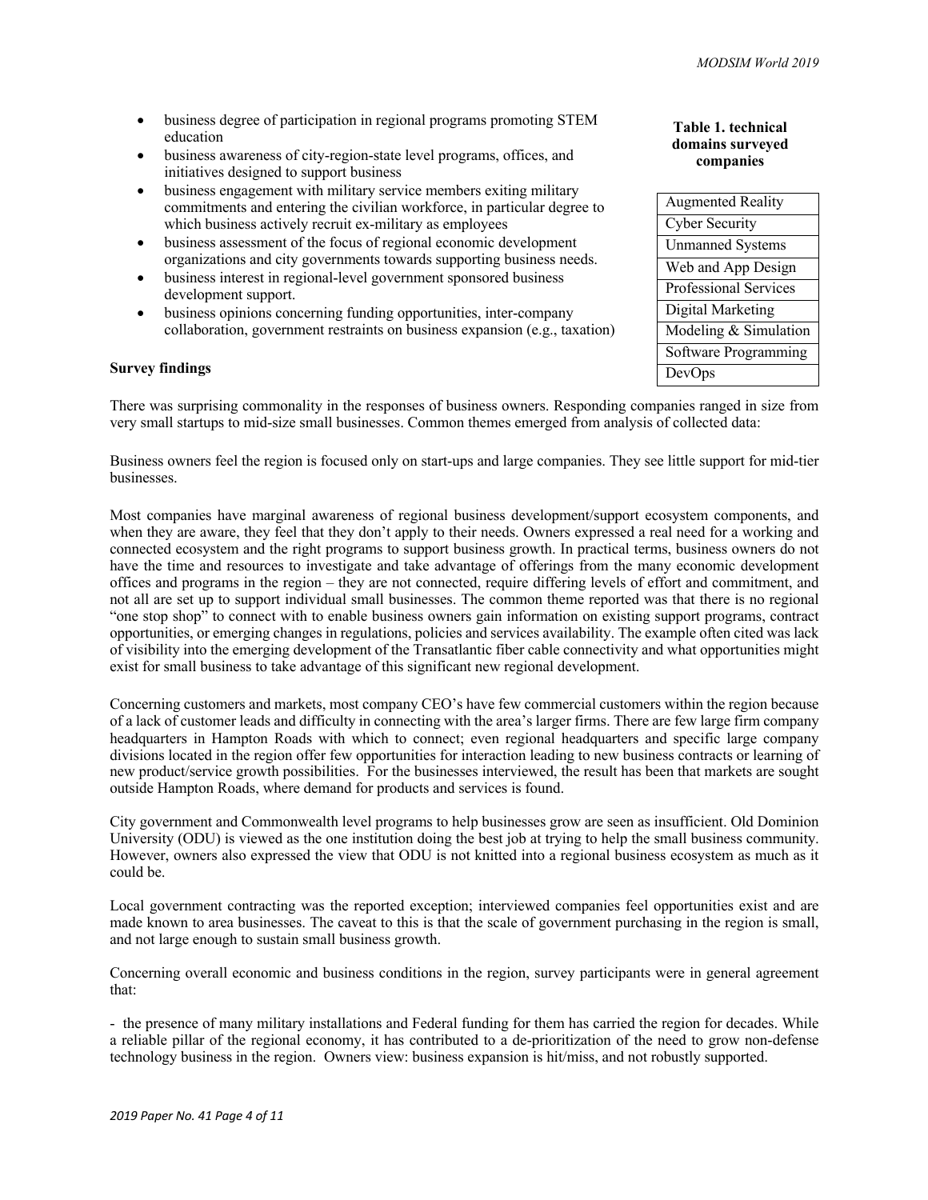- business degree of participation in regional programs promoting STEM education
- business awareness of city-region-state level programs, offices, and initiatives designed to support business
- business engagement with military service members exiting military commitments and entering the civilian workforce, in particular degree to which business actively recruit ex-military as employees
- business assessment of the focus of regional economic development organizations and city governments towards supporting business needs.
- business interest in regional-level government sponsored business development support.
- business opinions concerning funding opportunities, inter-company collaboration, government restraints on business expansion (e.g., taxation)

**Table 1. technical domains surveyed companies**

| Augmented Reality |
|---|
| Cyber Security |
| Unmanned Systems |
| Web and App Design |
| Professional Services |
| Digital Marketing |
| Modeling & Simulation |
| Software Programming |
| DevOps |

**Survey findings**

There was surprising commonality in the responses of business owners. Responding companies ranged in size from very small startups to mid-size small businesses. Common themes emerged from analysis of collected data:

Business owners feel the region is focused only on start-ups and large companies. They see little support for mid-tier businesses.

Most companies have marginal awareness of regional business development/support ecosystem components, and when they are aware, they feel that they don't apply to their needs. Owners expressed a real need for a working and connected ecosystem and the right programs to support business growth. In practical terms, business owners do not have the time and resources to investigate and take advantage of offerings from the many economic development offices and programs in the region – they are not connected, require differing levels of effort and commitment, and not all are set up to support individual small businesses. The common theme reported was that there is no regional "one stop shop" to connect with to enable business owners gain information on existing support programs, contract opportunities, or emerging changes in regulations, policies and services availability. The example often cited was lack of visibility into the emerging development of the Transatlantic fiber cable connectivity and what opportunities might exist for small business to take advantage of this significant new regional development.

Concerning customers and markets, most company CEO's have few commercial customers within the region because of a lack of customer leads and difficulty in connecting with the area's larger firms. There are few large firm company headquarters in Hampton Roads with which to connect; even regional headquarters and specific large company divisions located in the region offer few opportunities for interaction leading to new business contracts or learning of new product/service growth possibilities. For the businesses interviewed, the result has been that markets are sought outside Hampton Roads, where demand for products and services is found.

City government and Commonwealth level programs to help businesses grow are seen as insufficient. Old Dominion University (ODU) is viewed as the one institution doing the best job at trying to help the small business community. However, owners also expressed the view that ODU is not knitted into a regional business ecosystem as much as it could be.

Local government contracting was the reported exception; interviewed companies feel opportunities exist and are made known to area businesses. The caveat to this is that the scale of government purchasing in the region is small, and not large enough to sustain small business growth.

Concerning overall economic and business conditions in the region, survey participants were in general agreement that:

- the presence of many military installations and Federal funding for them has carried the region for decades. While a reliable pillar of the regional economy, it has contributed to a de-prioritization of the need to grow non-defense technology business in the region. Owners view: business expansion is hit/miss, and not robustly supported.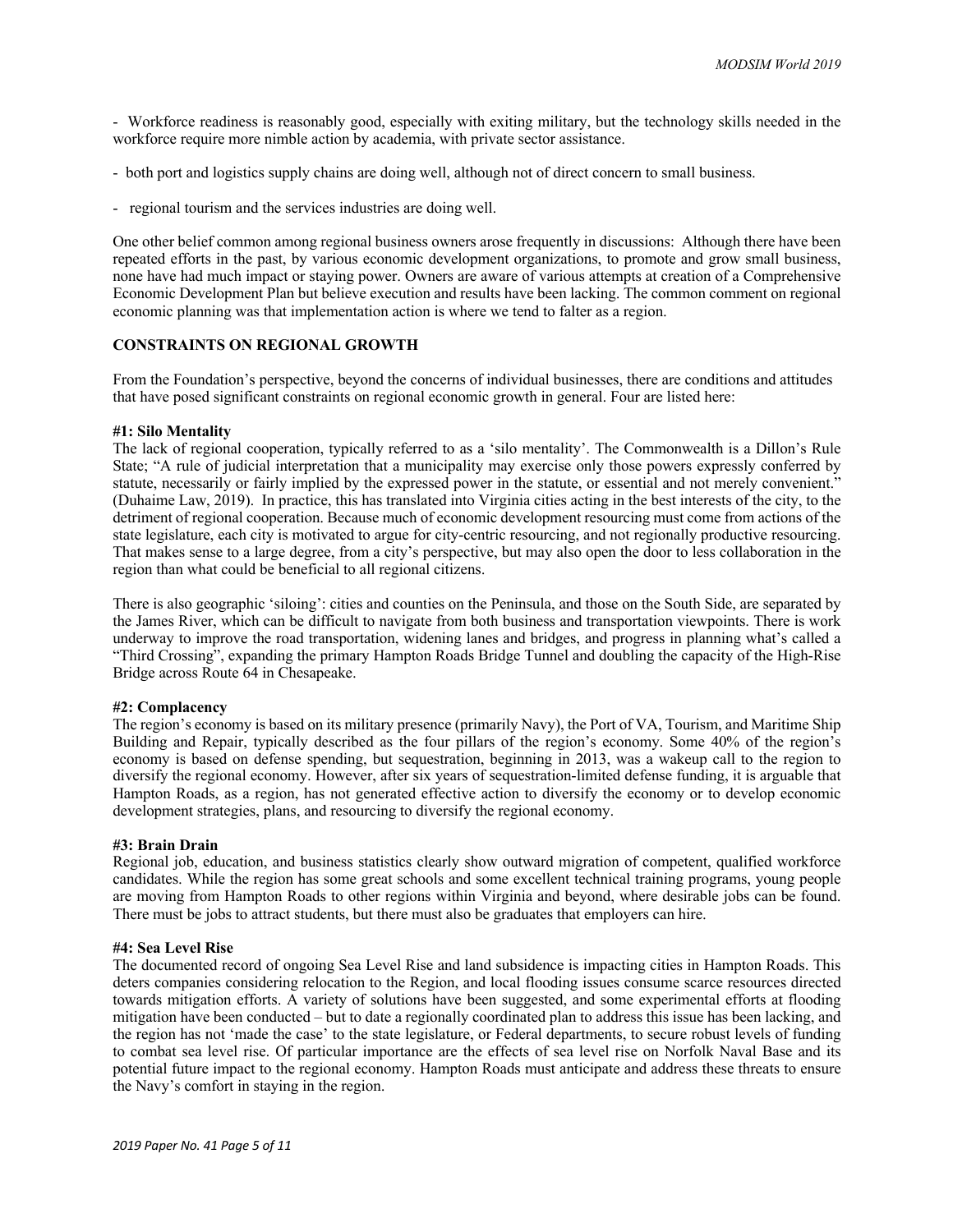- Workforce readiness is reasonably good, especially with exiting military, but the technology skills needed in the workforce require more nimble action by academia, with private sector assistance.

- both port and logistics supply chains are doing well, although not of direct concern to small business.

- regional tourism and the services industries are doing well.

One other belief common among regional business owners arose frequently in discussions: Although there have been repeated efforts in the past, by various economic development organizations, to promote and grow small business, none have had much impact or staying power. Owners are aware of various attempts at creation of a Comprehensive Economic Development Plan but believe execution and results have been lacking. The common comment on regional economic planning was that implementation action is where we tend to falter as a region.

## CONSTRAINTS ON REGIONAL GROWTH

From the Foundation's perspective, beyond the concerns of individual businesses, there are conditions and attitudes that have posed significant constraints on regional economic growth in general. Four are listed here:

### #1: Silo Mentality

The lack of regional cooperation, typically referred to as a 'silo mentality'. The Commonwealth is a Dillon's Rule State; "A rule of judicial interpretation that a municipality may exercise only those powers expressly conferred by statute, necessarily or fairly implied by the expressed power in the statute, or essential and not merely convenient." (Duhaime Law, 2019). In practice, this has translated into Virginia cities acting in the best interests of the city, to the detriment of regional cooperation. Because much of economic development resourcing must come from actions of the state legislature, each city is motivated to argue for city-centric resourcing, and not regionally productive resourcing. That makes sense to a large degree, from a city's perspective, but may also open the door to less collaboration in the region than what could be beneficial to all regional citizens.

There is also geographic 'siloing': cities and counties on the Peninsula, and those on the South Side, are separated by the James River, which can be difficult to navigate from both business and transportation viewpoints. There is work underway to improve the road transportation, widening lanes and bridges, and progress in planning what's called a "Third Crossing", expanding the primary Hampton Roads Bridge Tunnel and doubling the capacity of the High-Rise Bridge across Route 64 in Chesapeake.

### #2: Complacency

The region's economy is based on its military presence (primarily Navy), the Port of VA, Tourism, and Maritime Ship Building and Repair, typically described as the four pillars of the region's economy. Some 40% of the region's economy is based on defense spending, but sequestration, beginning in 2013, was a wakeup call to the region to diversify the regional economy. However, after six years of sequestration-limited defense funding, it is arguable that Hampton Roads, as a region, has not generated effective action to diversify the economy or to develop economic development strategies, plans, and resourcing to diversify the regional economy.

### #3: Brain Drain

Regional job, education, and business statistics clearly show outward migration of competent, qualified workforce candidates. While the region has some great schools and some excellent technical training programs, young people are moving from Hampton Roads to other regions within Virginia and beyond, where desirable jobs can be found. There must be jobs to attract students, but there must also be graduates that employers can hire.

### #4: Sea Level Rise

The documented record of ongoing Sea Level Rise and land subsidence is impacting cities in Hampton Roads. This deters companies considering relocation to the Region, and local flooding issues consume scarce resources directed towards mitigation efforts. A variety of solutions have been suggested, and some experimental efforts at flooding mitigation have been conducted – but to date a regionally coordinated plan to address this issue has been lacking, and the region has not 'made the case' to the state legislature, or Federal departments, to secure robust levels of funding to combat sea level rise. Of particular importance are the effects of sea level rise on Norfolk Naval Base and its potential future impact to the regional economy. Hampton Roads must anticipate and address these threats to ensure the Navy's comfort in staying in the region.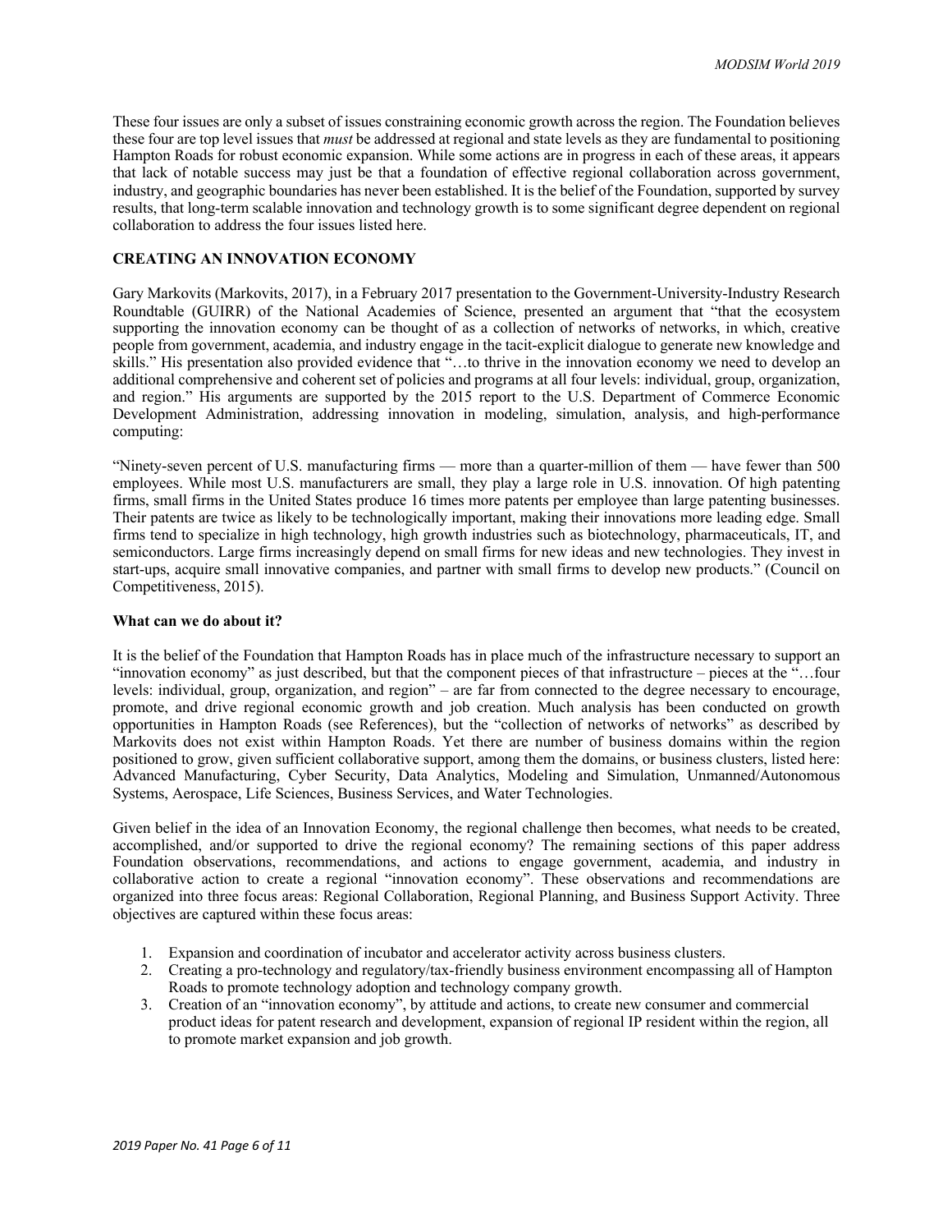These four issues are only a subset of issues constraining economic growth across the region. The Foundation believes these four are top level issues that *must* be addressed at regional and state levels as they are fundamental to positioning Hampton Roads for robust economic expansion. While some actions are in progress in each of these areas, it appears that lack of notable success may just be that a foundation of effective regional collaboration across government, industry, and geographic boundaries has never been established. It is the belief of the Foundation, supported by survey results, that long-term scalable innovation and technology growth is to some significant degree dependent on regional collaboration to address the four issues listed here.

## CREATING AN INNOVATION ECONOMY

Gary Markovits (Markovits, 2017), in a February 2017 presentation to the Government-University-Industry Research Roundtable (GUIRR) of the National Academies of Science, presented an argument that "that the ecosystem supporting the innovation economy can be thought of as a collection of networks of networks, in which, creative people from government, academia, and industry engage in the tacit-explicit dialogue to generate new knowledge and skills." His presentation also provided evidence that "…to thrive in the innovation economy we need to develop an additional comprehensive and coherent set of policies and programs at all four levels: individual, group, organization, and region." His arguments are supported by the 2015 report to the U.S. Department of Commerce Economic Development Administration, addressing innovation in modeling, simulation, analysis, and high-performance computing:

"Ninety-seven percent of U.S. manufacturing firms — more than a quarter-million of them — have fewer than 500 employees. While most U.S. manufacturers are small, they play a large role in U.S. innovation. Of high patenting firms, small firms in the United States produce 16 times more patents per employee than large patenting businesses. Their patents are twice as likely to be technologically important, making their innovations more leading edge. Small firms tend to specialize in high technology, high growth industries such as biotechnology, pharmaceuticals, IT, and semiconductors. Large firms increasingly depend on small firms for new ideas and new technologies. They invest in start-ups, acquire small innovative companies, and partner with small firms to develop new products." (Council on Competitiveness, 2015).

### What can we do about it?

It is the belief of the Foundation that Hampton Roads has in place much of the infrastructure necessary to support an "innovation economy" as just described, but that the component pieces of that infrastructure – pieces at the "…four levels: individual, group, organization, and region" – are far from connected to the degree necessary to encourage, promote, and drive regional economic growth and job creation. Much analysis has been conducted on growth opportunities in Hampton Roads (see References), but the "collection of networks of networks" as described by Markovits does not exist within Hampton Roads. Yet there are number of business domains within the region positioned to grow, given sufficient collaborative support, among them the domains, or business clusters, listed here: Advanced Manufacturing, Cyber Security, Data Analytics, Modeling and Simulation, Unmanned/Autonomous Systems, Aerospace, Life Sciences, Business Services, and Water Technologies.

Given belief in the idea of an Innovation Economy, the regional challenge then becomes, what needs to be created, accomplished, and/or supported to drive the regional economy? The remaining sections of this paper address Foundation observations, recommendations, and actions to engage government, academia, and industry in collaborative action to create a regional "innovation economy". These observations and recommendations are organized into three focus areas: Regional Collaboration, Regional Planning, and Business Support Activity. Three objectives are captured within these focus areas:

1. Expansion and coordination of incubator and accelerator activity across business clusters.
2. Creating a pro-technology and regulatory/tax-friendly business environment encompassing all of Hampton Roads to promote technology adoption and technology company growth.
3. Creation of an "innovation economy", by attitude and actions, to create new consumer and commercial product ideas for patent research and development, expansion of regional IP resident within the region, all to promote market expansion and job growth.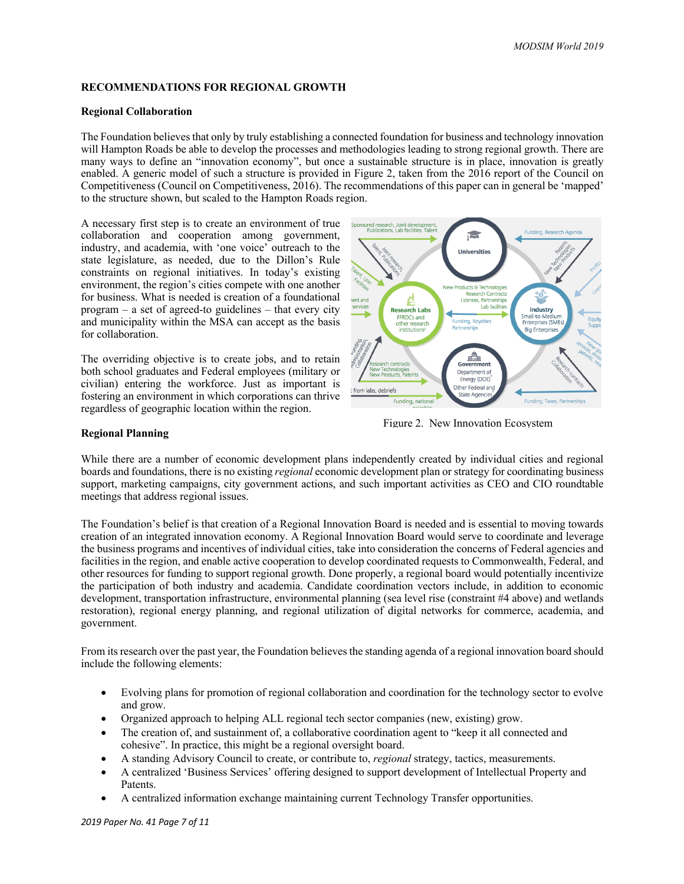## RECOMMENDATIONS FOR REGIONAL GROWTH

### Regional Collaboration

The Foundation believes that only by truly establishing a connected foundation for business and technology innovation will Hampton Roads be able to develop the processes and methodologies leading to strong regional growth. There are many ways to define an "innovation economy", but once a sustainable structure is in place, innovation is greatly enabled. A generic model of such a structure is provided in Figure 2, taken from the 2016 report of the Council on Competitiveness (Council on Competitiveness, 2016). The recommendations of this paper can in general be 'mapped' to the structure shown, but scaled to the Hampton Roads region.

A necessary first step is to create an environment of true collaboration and cooperation among government, industry, and academia, with 'one voice' outreach to the state legislature, as needed, due to the Dillon's Rule constraints on regional initiatives. In today's existing environment, the region's cities compete with one another for business. What is needed is creation of a foundational program – a set of agreed-to guidelines – that every city and municipality within the MSA can accept as the basis for collaboration.

The overriding objective is to create jobs, and to retain both school graduates and Federal employees (military or civilian) entering the workforce. Just as important is fostering an environment in which corporations can thrive regardless of geographic location within the region.

Figure 2. New Innovation Ecosystem

### Regional Planning

While there are a number of economic development plans independently created by individual cities and regional boards and foundations, there is no existing *regional* economic development plan or strategy for coordinating business support, marketing campaigns, city government actions, and such important activities as CEO and CIO roundtable meetings that address regional issues.

The Foundation's belief is that creation of a Regional Innovation Board is needed and is essential to moving towards creation of an integrated innovation economy. A Regional Innovation Board would serve to coordinate and leverage the business programs and incentives of individual cities, take into consideration the concerns of Federal agencies and facilities in the region, and enable active cooperation to develop coordinated requests to Commonwealth, Federal, and other resources for funding to support regional growth. Done properly, a regional board would potentially incentivize the participation of both industry and academia. Candidate coordination vectors include, in addition to economic development, transportation infrastructure, environmental planning (sea level rise (constraint #4 above) and wetlands restoration), regional energy planning, and regional utilization of digital networks for commerce, academia, and government.

From its research over the past year, the Foundation believes the standing agenda of a regional innovation board should include the following elements:

- Evolving plans for promotion of regional collaboration and coordination for the technology sector to evolve and grow.
- Organized approach to helping ALL regional tech sector companies (new, existing) grow.
- The creation of, and sustainment of, a collaborative coordination agent to "keep it all connected and cohesive". In practice, this might be a regional oversight board.
- A standing Advisory Council to create, or contribute to, *regional* strategy, tactics, measurements.
- A centralized 'Business Services' offering designed to support development of Intellectual Property and Patents.
- A centralized information exchange maintaining current Technology Transfer opportunities.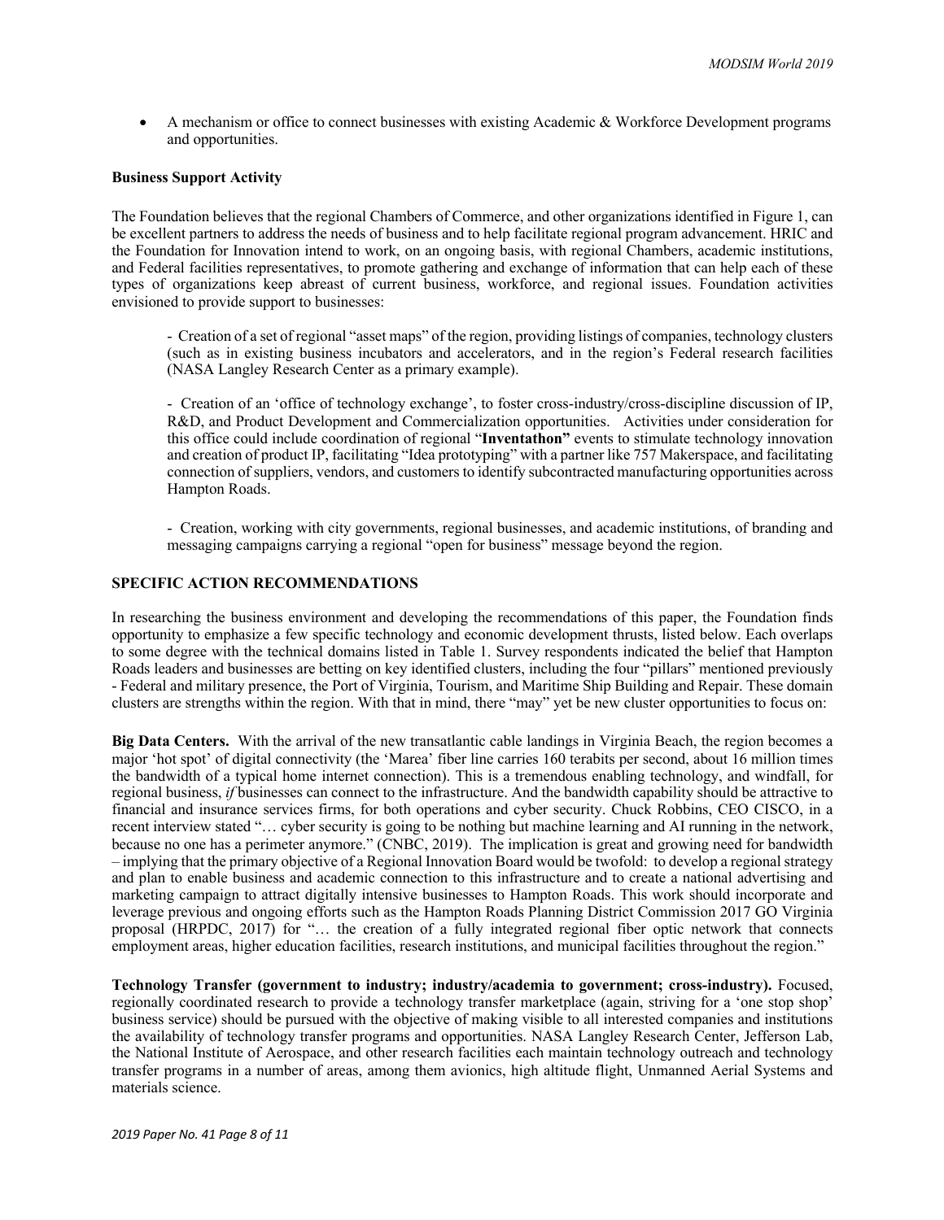- A mechanism or office to connect businesses with existing Academic & Workforce Development programs and opportunities.

**Business Support Activity**

The Foundation believes that the regional Chambers of Commerce, and other organizations identified in Figure 1, can be excellent partners to address the needs of business and to help facilitate regional program advancement. HRIC and the Foundation for Innovation intend to work, on an ongoing basis, with regional Chambers, academic institutions, and Federal facilities representatives, to promote gathering and exchange of information that can help each of these types of organizations keep abreast of current business, workforce, and regional issues. Foundation activities envisioned to provide support to businesses:

- Creation of a set of regional "asset maps" of the region, providing listings of companies, technology clusters (such as in existing business incubators and accelerators, and in the region's Federal research facilities (NASA Langley Research Center as a primary example).

- Creation of an 'office of technology exchange', to foster cross-industry/cross-discipline discussion of IP, R&D, and Product Development and Commercialization opportunities. Activities under consideration for this office could include coordination of regional "**Inventathon"** events to stimulate technology innovation and creation of product IP, facilitating "Idea prototyping" with a partner like 757 Makerspace, and facilitating connection of suppliers, vendors, and customers to identify subcontracted manufacturing opportunities across Hampton Roads.

- Creation, working with city governments, regional businesses, and academic institutions, of branding and messaging campaigns carrying a regional "open for business" message beyond the region.

## SPECIFIC ACTION RECOMMENDATIONS

In researching the business environment and developing the recommendations of this paper, the Foundation finds opportunity to emphasize a few specific technology and economic development thrusts, listed below. Each overlaps to some degree with the technical domains listed in Table 1. Survey respondents indicated the belief that Hampton Roads leaders and businesses are betting on key identified clusters, including the four "pillars" mentioned previously - Federal and military presence, the Port of Virginia, Tourism, and Maritime Ship Building and Repair. These domain clusters are strengths within the region. With that in mind, there "may" yet be new cluster opportunities to focus on:

**Big Data Centers.** With the arrival of the new transatlantic cable landings in Virginia Beach, the region becomes a major 'hot spot' of digital connectivity (the 'Marea' fiber line carries 160 terabits per second, about 16 million times the bandwidth of a typical home internet connection). This is a tremendous enabling technology, and windfall, for regional business, *if* businesses can connect to the infrastructure. And the bandwidth capability should be attractive to financial and insurance services firms, for both operations and cyber security. Chuck Robbins, CEO CISCO, in a recent interview stated "… cyber security is going to be nothing but machine learning and AI running in the network, because no one has a perimeter anymore." (CNBC, 2019). The implication is great and growing need for bandwidth – implying that the primary objective of a Regional Innovation Board would be twofold: to develop a regional strategy and plan to enable business and academic connection to this infrastructure and to create a national advertising and marketing campaign to attract digitally intensive businesses to Hampton Roads. This work should incorporate and leverage previous and ongoing efforts such as the Hampton Roads Planning District Commission 2017 GO Virginia proposal (HRPDC, 2017) for "… the creation of a fully integrated regional fiber optic network that connects employment areas, higher education facilities, research institutions, and municipal facilities throughout the region."

**Technology Transfer (government to industry; industry/academia to government; cross-industry).** Focused, regionally coordinated research to provide a technology transfer marketplace (again, striving for a 'one stop shop' business service) should be pursued with the objective of making visible to all interested companies and institutions the availability of technology transfer programs and opportunities. NASA Langley Research Center, Jefferson Lab, the National Institute of Aerospace, and other research facilities each maintain technology outreach and technology transfer programs in a number of areas, among them avionics, high altitude flight, Unmanned Aerial Systems and materials science.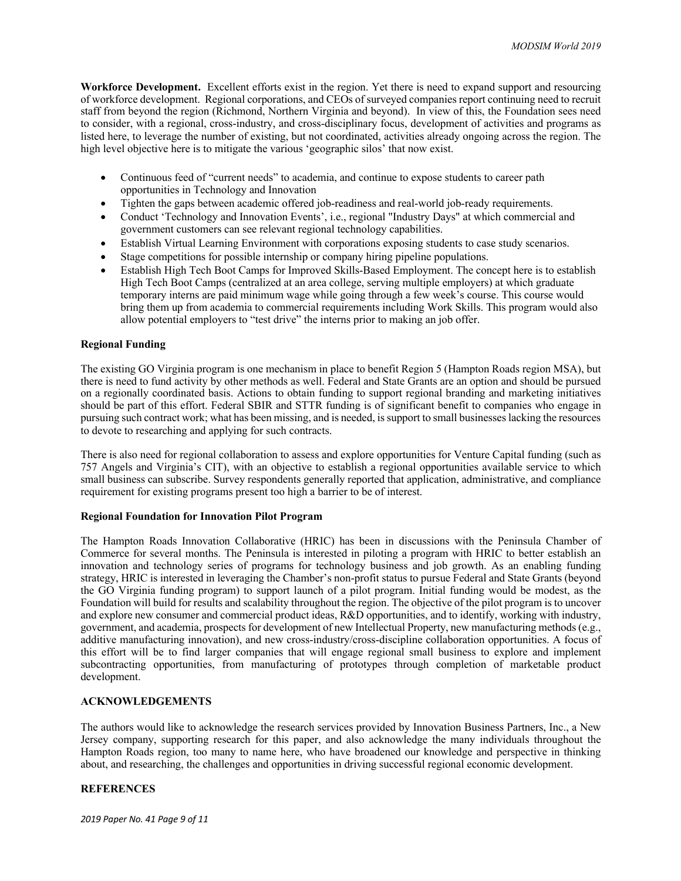**Workforce Development.** Excellent efforts exist in the region. Yet there is need to expand support and resourcing of workforce development. Regional corporations, and CEOs of surveyed companies report continuing need to recruit staff from beyond the region (Richmond, Northern Virginia and beyond). In view of this, the Foundation sees need to consider, with a regional, cross-industry, and cross-disciplinary focus, development of activities and programs as listed here, to leverage the number of existing, but not coordinated, activities already ongoing across the region. The high level objective here is to mitigate the various 'geographic silos' that now exist.

- Continuous feed of "current needs" to academia, and continue to expose students to career path opportunities in Technology and Innovation
- Tighten the gaps between academic offered job-readiness and real-world job-ready requirements.
- Conduct 'Technology and Innovation Events', i.e., regional "Industry Days" at which commercial and government customers can see relevant regional technology capabilities.
- Establish Virtual Learning Environment with corporations exposing students to case study scenarios.
- Stage competitions for possible internship or company hiring pipeline populations.
- Establish High Tech Boot Camps for Improved Skills-Based Employment. The concept here is to establish High Tech Boot Camps (centralized at an area college, serving multiple employers) at which graduate temporary interns are paid minimum wage while going through a few week's course. This course would bring them up from academia to commercial requirements including Work Skills. This program would also allow potential employers to "test drive" the interns prior to making an job offer.

**Regional Funding**

The existing GO Virginia program is one mechanism in place to benefit Region 5 (Hampton Roads region MSA), but there is need to fund activity by other methods as well. Federal and State Grants are an option and should be pursued on a regionally coordinated basis. Actions to obtain funding to support regional branding and marketing initiatives should be part of this effort. Federal SBIR and STTR funding is of significant benefit to companies who engage in pursuing such contract work; what has been missing, and is needed, is support to small businesses lacking the resources to devote to researching and applying for such contracts.

There is also need for regional collaboration to assess and explore opportunities for Venture Capital funding (such as 757 Angels and Virginia's CIT), with an objective to establish a regional opportunities available service to which small business can subscribe. Survey respondents generally reported that application, administrative, and compliance requirement for existing programs present too high a barrier to be of interest.

**Regional Foundation for Innovation Pilot Program**

The Hampton Roads Innovation Collaborative (HRIC) has been in discussions with the Peninsula Chamber of Commerce for several months. The Peninsula is interested in piloting a program with HRIC to better establish an innovation and technology series of programs for technology business and job growth. As an enabling funding strategy, HRIC is interested in leveraging the Chamber's non-profit status to pursue Federal and State Grants (beyond the GO Virginia funding program) to support launch of a pilot program. Initial funding would be modest, as the Foundation will build for results and scalability throughout the region. The objective of the pilot program is to uncover and explore new consumer and commercial product ideas, R&D opportunities, and to identify, working with industry, government, and academia, prospects for development of new Intellectual Property, new manufacturing methods (e.g., additive manufacturing innovation), and new cross-industry/cross-discipline collaboration opportunities. A focus of this effort will be to find larger companies that will engage regional small business to explore and implement subcontracting opportunities, from manufacturing of prototypes through completion of marketable product development.

## ACKNOWLEDGEMENTS

The authors would like to acknowledge the research services provided by Innovation Business Partners, Inc., a New Jersey company, supporting research for this paper, and also acknowledge the many individuals throughout the Hampton Roads region, too many to name here, who have broadened our knowledge and perspective in thinking about, and researching, the challenges and opportunities in driving successful regional economic development.

## REFERENCES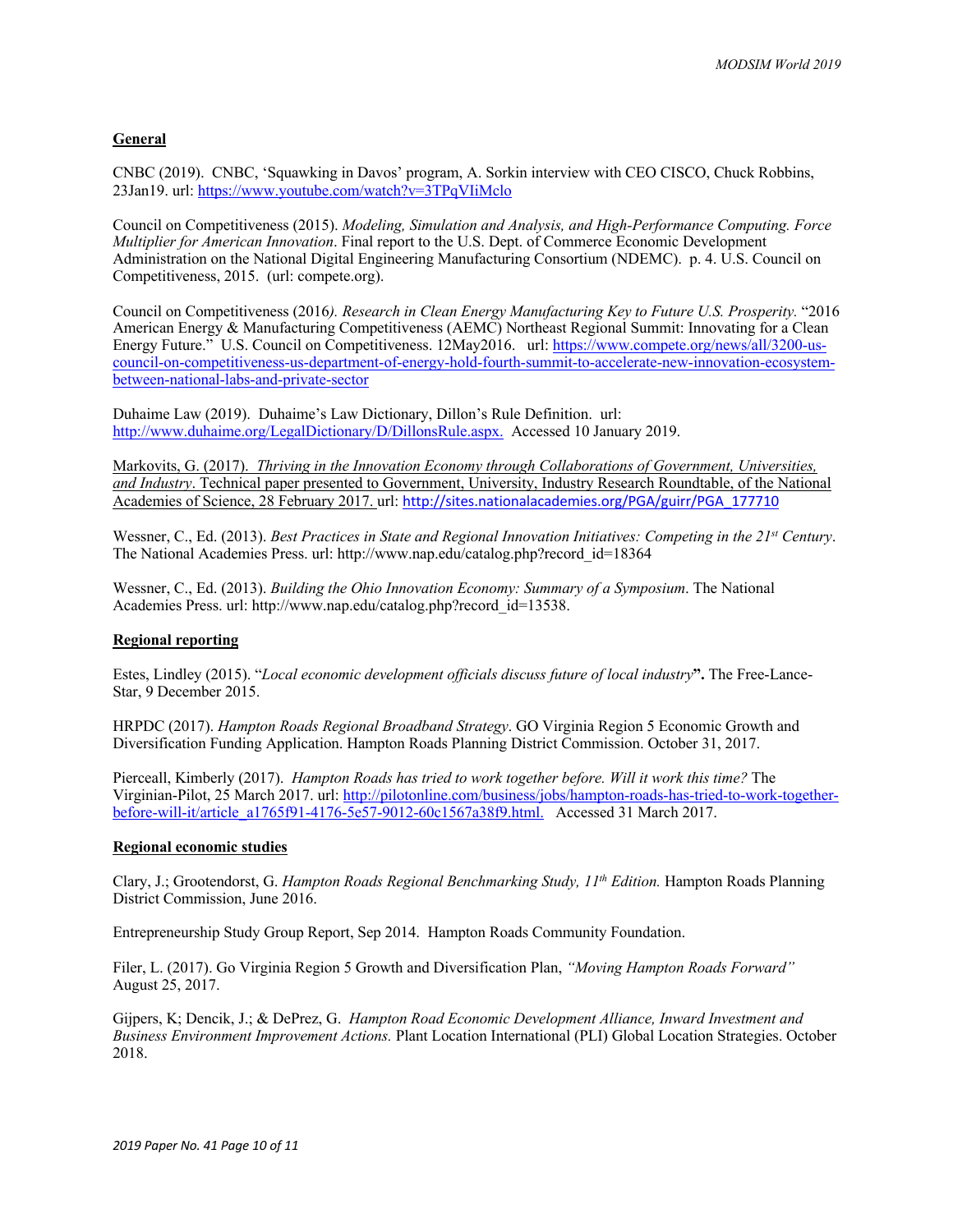**General**

CNBC (2019). CNBC, 'Squawking in Davos' program, A. Sorkin interview with CEO CISCO, Chuck Robbins, 23Jan19. url: https://www.youtube.com/watch?v=3TPqVIiMclo

Council on Competitiveness (2015). *Modeling, Simulation and Analysis, and High-Performance Computing. Force Multiplier for American Innovation*. Final report to the U.S. Dept. of Commerce Economic Development Administration on the National Digital Engineering Manufacturing Consortium (NDEMC). p. 4. U.S. Council on Competitiveness, 2015. (url: compete.org).

Council on Competitiveness (2016*). Research in Clean Energy Manufacturing Key to Future U.S. Prosperity.* "2016 American Energy & Manufacturing Competitiveness (AEMC) Northeast Regional Summit: Innovating for a Clean Energy Future." U.S. Council on Competitiveness. 12May2016. url: https://www.compete.org/news/all/3200-us-council-on-competitiveness-us-department-of-energy-hold-fourth-summit-to-accelerate-new-innovation-ecosystem-between-national-labs-and-private-sector

Duhaime Law (2019). Duhaime's Law Dictionary, Dillon's Rule Definition. url: http://www.duhaime.org/LegalDictionary/D/DillonsRule.aspx. Accessed 10 January 2019.

Markovits, G. (2017). *Thriving in the Innovation Economy through Collaborations of Government, Universities, and Industry*. Technical paper presented to Government, University, Industry Research Roundtable, of the National Academies of Science, 28 February 2017. url: http://sites.nationalacademies.org/PGA/guirr/PGA_177710

Wessner, C., Ed. (2013). *Best Practices in State and Regional Innovation Initiatives: Competing in the 21st Century*. The National Academies Press. url: http://www.nap.edu/catalog.php?record_id=18364

Wessner, C., Ed. (2013). *Building the Ohio Innovation Economy: Summary of a Symposium*. The National Academies Press. url: http://www.nap.edu/catalog.php?record_id=13538.

**Regional reporting**

Estes, Lindley (2015). "*Local economic development officials discuss future of local industry***".** The Free-Lance-Star, 9 December 2015.

HRPDC (2017). *Hampton Roads Regional Broadband Strategy*. GO Virginia Region 5 Economic Growth and Diversification Funding Application. Hampton Roads Planning District Commission. October 31, 2017.

Pierceall, Kimberly (2017). *Hampton Roads has tried to work together before. Will it work this time?* The Virginian-Pilot, 25 March 2017. url: http://pilotonline.com/business/jobs/hampton-roads-has-tried-to-work-together-before-will-it/article_a1765f91-4176-5e57-9012-60c1567a38f9.html. Accessed 31 March 2017.

**Regional economic studies**

Clary, J.; Grootendorst, G. *Hampton Roads Regional Benchmarking Study, 11th Edition.* Hampton Roads Planning District Commission, June 2016.

Entrepreneurship Study Group Report, Sep 2014. Hampton Roads Community Foundation.

Filer, L. (2017). Go Virginia Region 5 Growth and Diversification Plan, *"Moving Hampton Roads Forward"* August 25, 2017.

Gijpers, K; Dencik, J.; & DePrez, G. *Hampton Road Economic Development Alliance, Inward Investment and Business Environment Improvement Actions.* Plant Location International (PLI) Global Location Strategies. October 2018.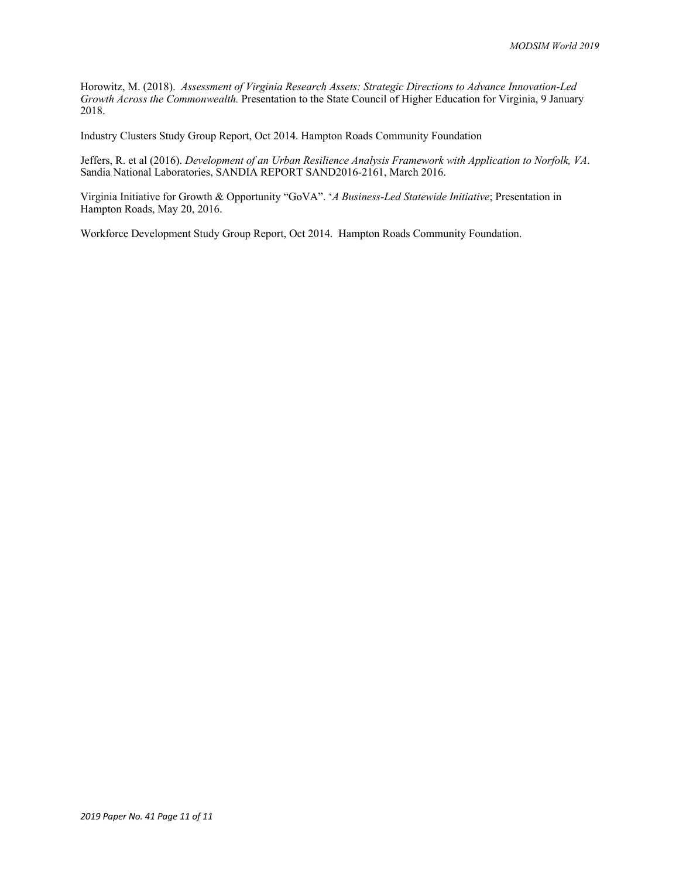Horowitz, M. (2018). *Assessment of Virginia Research Assets: Strategic Directions to Advance Innovation-Led Growth Across the Commonwealth.* Presentation to the State Council of Higher Education for Virginia, 9 January 2018.

Industry Clusters Study Group Report, Oct 2014. Hampton Roads Community Foundation

Jeffers, R. et al (2016). *Development of an Urban Resilience Analysis Framework with Application to Norfolk, VA*. Sandia National Laboratories, SANDIA REPORT SAND2016-2161, March 2016.

Virginia Initiative for Growth & Opportunity "GoVA". '*A Business-Led Statewide Initiative*; Presentation in Hampton Roads, May 20, 2016.

Workforce Development Study Group Report, Oct 2014. Hampton Roads Community Foundation.